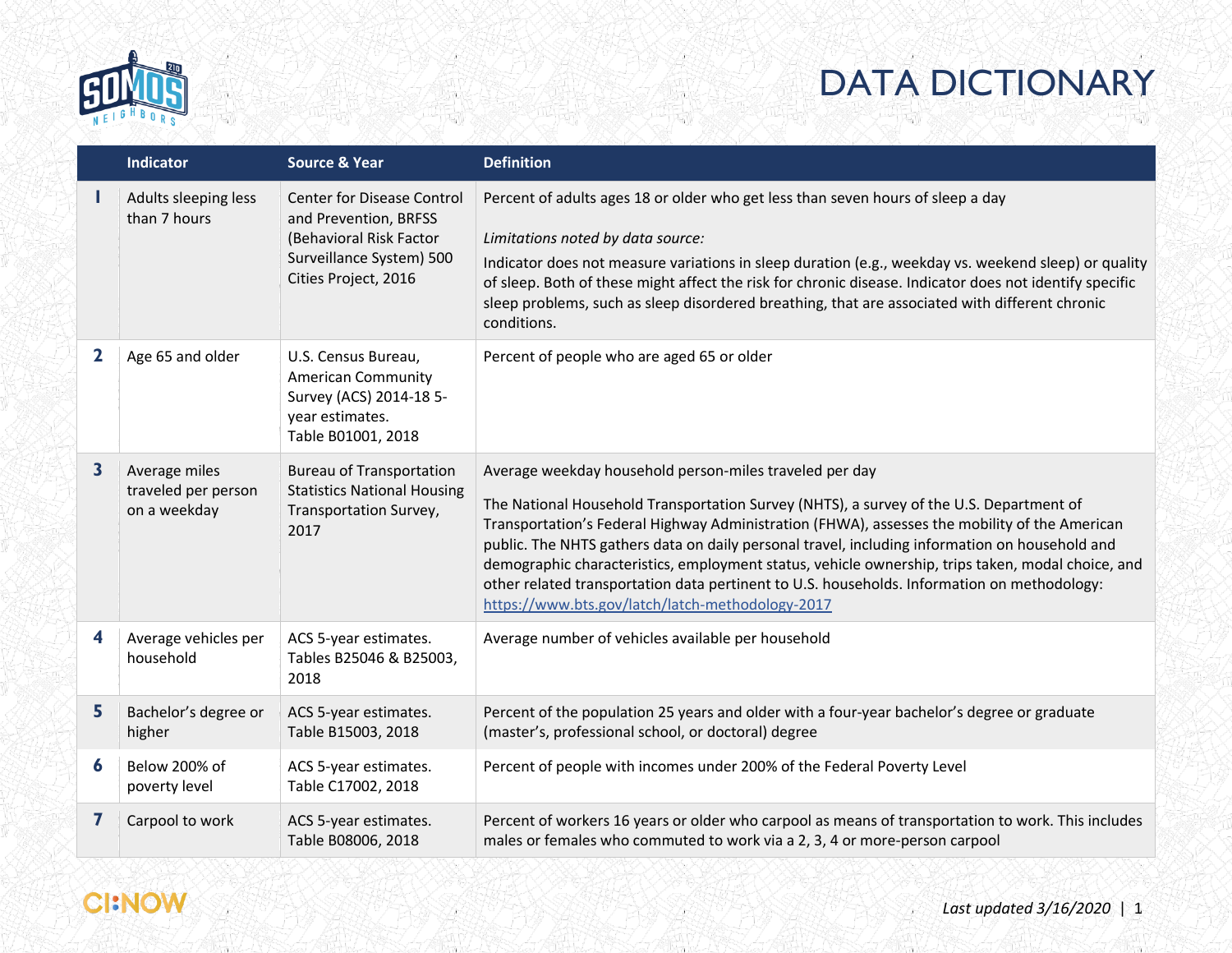# DATA DICTIONARY

| | Indicator | Source & Year | Definition |
|---|---|---|---|
| 1 | Adults sleeping less than 7 hours | Center for Disease Control and Prevention, BRFSS (Behavioral Risk Factor Surveillance System) 500 Cities Project, 2016 | Percent of adults ages 18 or older who get less than seven hours of sleep a day<br><br>*Limitations noted by data source:*<br>Indicator does not measure variations in sleep duration (e.g., weekday vs. weekend sleep) or quality of sleep. Both of these might affect the risk for chronic disease. Indicator does not identify specific sleep problems, such as sleep disordered breathing, that are associated with different chronic conditions. |
| 2 | Age 65 and older | U.S. Census Bureau, American Community Survey (ACS) 2014-18 5-year estimates. Table B01001, 2018 | Percent of people who are aged 65 or older |
| 3 | Average miles traveled per person on a weekday | Bureau of Transportation Statistics National Housing Transportation Survey, 2017 | Average weekday household person-miles traveled per day<br><br>The National Household Transportation Survey (NHTS), a survey of the U.S. Department of Transportation's Federal Highway Administration (FHWA), assesses the mobility of the American public. The NHTS gathers data on daily personal travel, including information on household and demographic characteristics, employment status, vehicle ownership, trips taken, modal choice, and other related transportation data pertinent to U.S. households. Information on methodology: https://www.bts.gov/latch/latch-methodology-2017 |
| 4 | Average vehicles per household | ACS 5-year estimates. Tables B25046 & B25003, 2018 | Average number of vehicles available per household |
| 5 | Bachelor's degree or higher | ACS 5-year estimates. Table B15003, 2018 | Percent of the population 25 years and older with a four-year bachelor's degree or graduate (master's, professional school, or doctoral) degree |
| 6 | Below 200% of poverty level | ACS 5-year estimates. Table C17002, 2018 | Percent of people with incomes under 200% of the Federal Poverty Level |
| 7 | Carpool to work | ACS 5-year estimates. Table B08006, 2018 | Percent of workers 16 years or older who carpool as means of transportation to work. This includes males or females who commuted to work via a 2, 3, 4 or more-person carpool |

*Last updated 3/16/2020*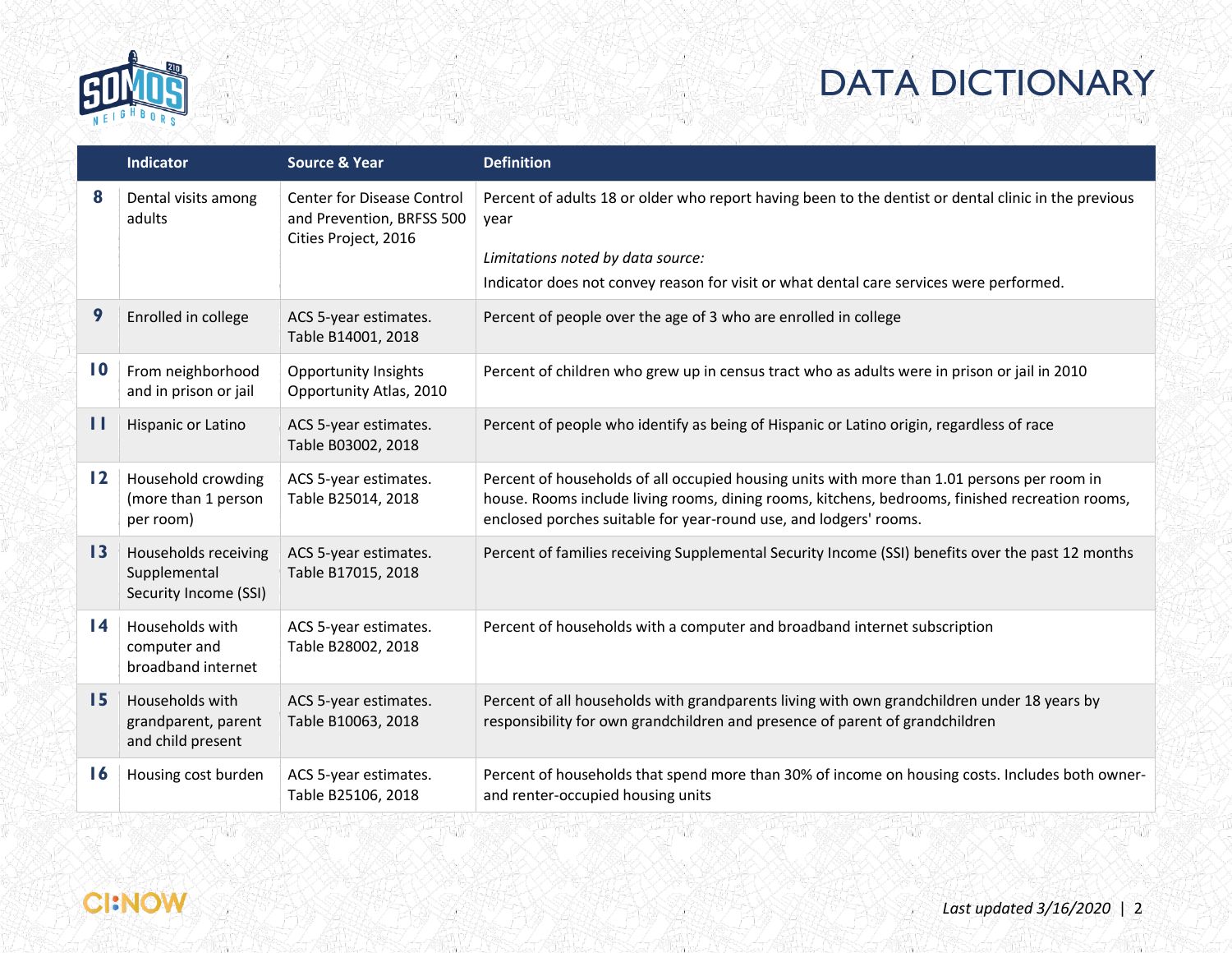# DATA DICTIONARY

| | Indicator | Source & Year | Definition |
|---|---|---|---|
| 8 | Dental visits among adults | Center for Disease Control and Prevention, BRFSS 500 Cities Project, 2016 | Percent of adults 18 or older who report having been to the dentist or dental clinic in the previous year<br><br>*Limitations noted by data source:*<br>Indicator does not convey reason for visit or what dental care services were performed. |
| 9 | Enrolled in college | ACS 5-year estimates. Table B14001, 2018 | Percent of people over the age of 3 who are enrolled in college |
| 10 | From neighborhood and in prison or jail | Opportunity Insights Opportunity Atlas, 2010 | Percent of children who grew up in census tract who as adults were in prison or jail in 2010 |
| 11 | Hispanic or Latino | ACS 5-year estimates. Table B03002, 2018 | Percent of people who identify as being of Hispanic or Latino origin, regardless of race |
| 12 | Household crowding (more than 1 person per room) | ACS 5-year estimates. Table B25014, 2018 | Percent of households of all occupied housing units with more than 1.01 persons per room in house. Rooms include living rooms, dining rooms, kitchens, bedrooms, finished recreation rooms, enclosed porches suitable for year-round use, and lodgers' rooms. |
| 13 | Households receiving Supplemental Security Income (SSI) | ACS 5-year estimates. Table B17015, 2018 | Percent of families receiving Supplemental Security Income (SSI) benefits over the past 12 months |
| 14 | Households with computer and broadband internet | ACS 5-year estimates. Table B28002, 2018 | Percent of households with a computer and broadband internet subscription |
| 15 | Households with grandparent, parent and child present | ACS 5-year estimates. Table B10063, 2018 | Percent of all households with grandparents living with own grandchildren under 18 years by responsibility for own grandchildren and presence of parent of grandchildren |
| 16 | Housing cost burden | ACS 5-year estimates. Table B25106, 2018 | Percent of households that spend more than 30% of income on housing costs. Includes both owner- and renter-occupied housing units |

*Last updated 3/16/2020*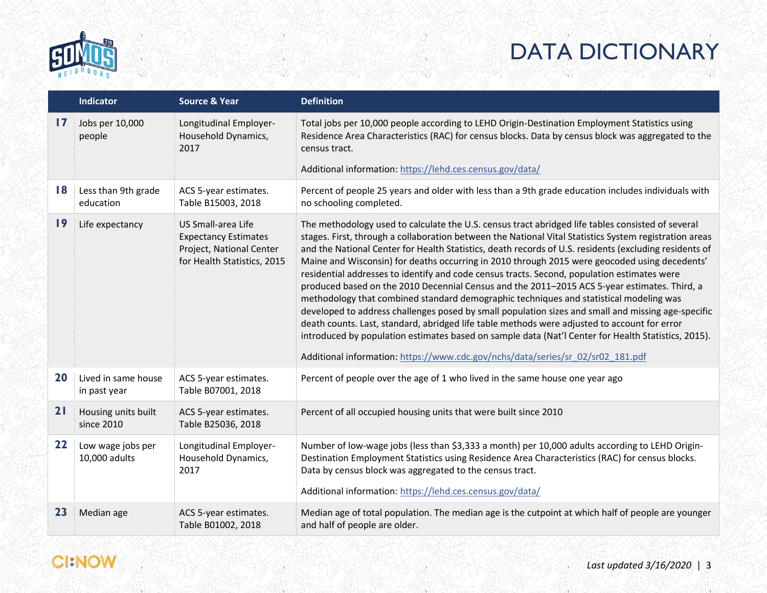# DATA DICTIONARY

| | Indicator | Source & Year | Definition |
|---|---|---|---|
| 17 | Jobs per 10,000 people | Longitudinal Employer-Household Dynamics, 2017 | Total jobs per 10,000 people according to LEHD Origin-Destination Employment Statistics using Residence Area Characteristics (RAC) for census blocks. Data by census block was aggregated to the census tract.<br><br>Additional information: [https://lehd.ces.census.gov/data/](https://lehd.ces.census.gov/data/) |
| 18 | Less than 9th grade education | ACS 5-year estimates. Table B15003, 2018 | Percent of people 25 years and older with less than a 9th grade education includes individuals with no schooling completed. |
| 19 | Life expectancy | US Small-area Life Expectancy Estimates Project, National Center for Health Statistics, 2015 | The methodology used to calculate the U.S. census tract abridged life tables consisted of several stages. First, through a collaboration between the National Vital Statistics System registration areas and the National Center for Health Statistics, death records of U.S. residents (excluding residents of Maine and Wisconsin) for deaths occurring in 2010 through 2015 were geocoded using decedents' residential addresses to identify and code census tracts. Second, population estimates were produced based on the 2010 Decennial Census and the 2011–2015 ACS 5-year estimates. Third, a methodology that combined standard demographic techniques and statistical modeling was developed to address challenges posed by small population sizes and small and missing age-specific death counts. Last, standard, abridged life table methods were adjusted to account for error introduced by population estimates based on sample data (Nat'l Center for Health Statistics, 2015).<br><br>Additional information: [https://www.cdc.gov/nchs/data/series/sr_02/sr02_181.pdf](https://www.cdc.gov/nchs/data/series/sr_02/sr02_181.pdf) |
| 20 | Lived in same house in past year | ACS 5-year estimates. Table B07001, 2018 | Percent of people over the age of 1 who lived in the same house one year ago |
| 21 | Housing units built since 2010 | ACS 5-year estimates. Table B25036, 2018 | Percent of all occupied housing units that were built since 2010 |
| 22 | Low wage jobs per 10,000 adults | Longitudinal Employer-Household Dynamics, 2017 | Number of low-wage jobs (less than $3,333 a month) per 10,000 adults according to LEHD Origin-Destination Employment Statistics using Residence Area Characteristics (RAC) for census blocks. Data by census block was aggregated to the census tract.<br><br>Additional information: [https://lehd.ces.census.gov/data/](https://lehd.ces.census.gov/data/) |
| 23 | Median age | ACS 5-year estimates. Table B01002, 2018 | Median age of total population. The median age is the cutpoint at which half of people are younger and half of people are older. |

*Last updated 3/16/2020*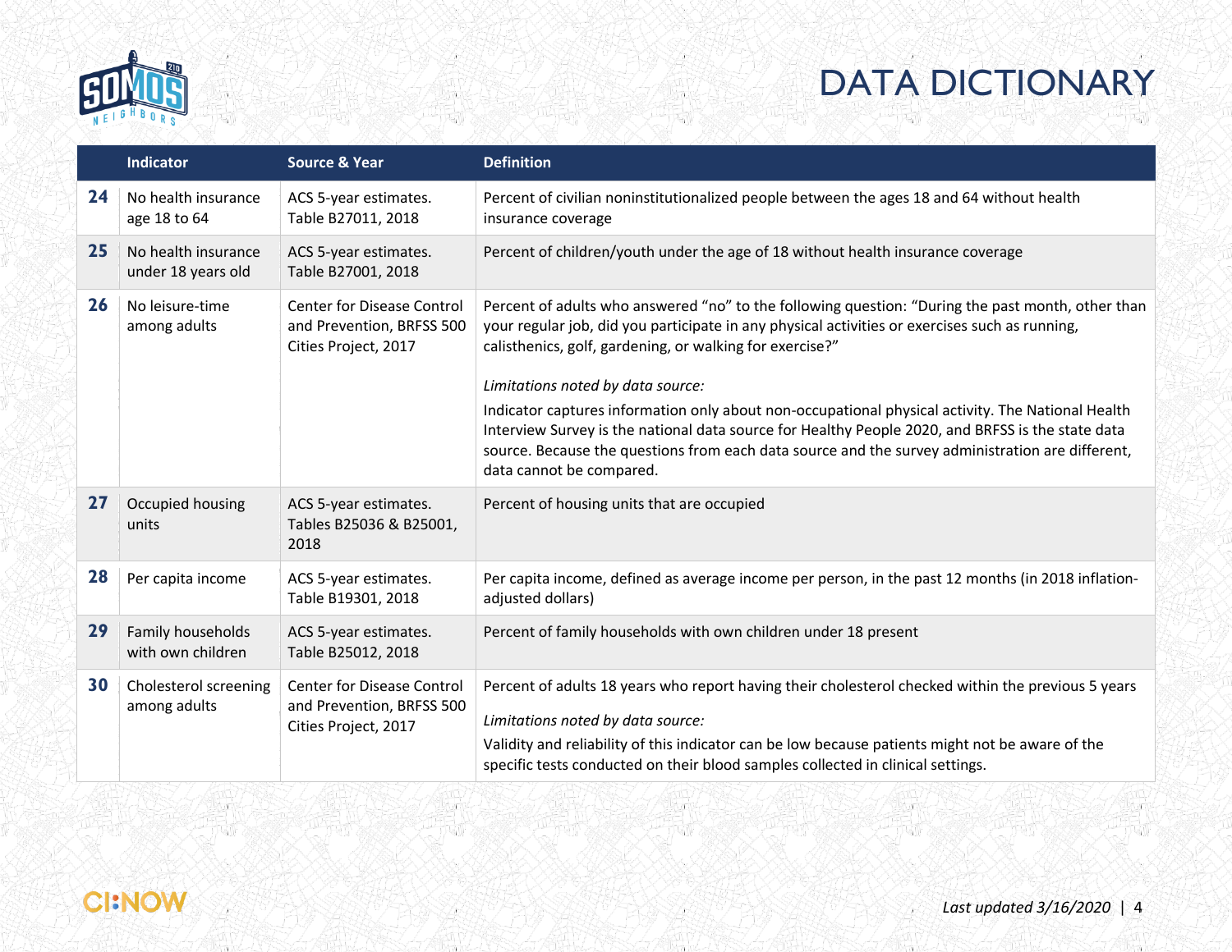# DATA DICTIONARY

| | Indicator | Source & Year | Definition |
|---|---|---|---|
| **24** | No health insurance age 18 to 64 | ACS 5-year estimates. Table B27011, 2018 | Percent of civilian noninstitutionalized people between the ages 18 and 64 without health insurance coverage |
| **25** | No health insurance under 18 years old | ACS 5-year estimates. Table B27001, 2018 | Percent of children/youth under the age of 18 without health insurance coverage |
| **26** | No leisure-time among adults | Center for Disease Control and Prevention, BRFSS 500 Cities Project, 2017 | Percent of adults who answered "no" to the following question: "During the past month, other than your regular job, did you participate in any physical activities or exercises such as running, calisthenics, golf, gardening, or walking for exercise?"<br><br>*Limitations noted by data source:*<br>Indicator captures information only about non-occupational physical activity. The National Health Interview Survey is the national data source for Healthy People 2020, and BRFSS is the state data source. Because the questions from each data source and the survey administration are different, data cannot be compared. |
| **27** | Occupied housing units | ACS 5-year estimates. Tables B25036 & B25001, 2018 | Percent of housing units that are occupied |
| **28** | Per capita income | ACS 5-year estimates. Table B19301, 2018 | Per capita income, defined as average income per person, in the past 12 months (in 2018 inflation-adjusted dollars) |
| **29** | Family households with own children | ACS 5-year estimates. Table B25012, 2018 | Percent of family households with own children under 18 present |
| **30** | Cholesterol screening among adults | Center for Disease Control and Prevention, BRFSS 500 Cities Project, 2017 | Percent of adults 18 years who report having their cholesterol checked within the previous 5 years<br><br>*Limitations noted by data source:*<br>Validity and reliability of this indicator can be low because patients might not be aware of the specific tests conducted on their blood samples collected in clinical settings. |

*Last updated 3/16/2020*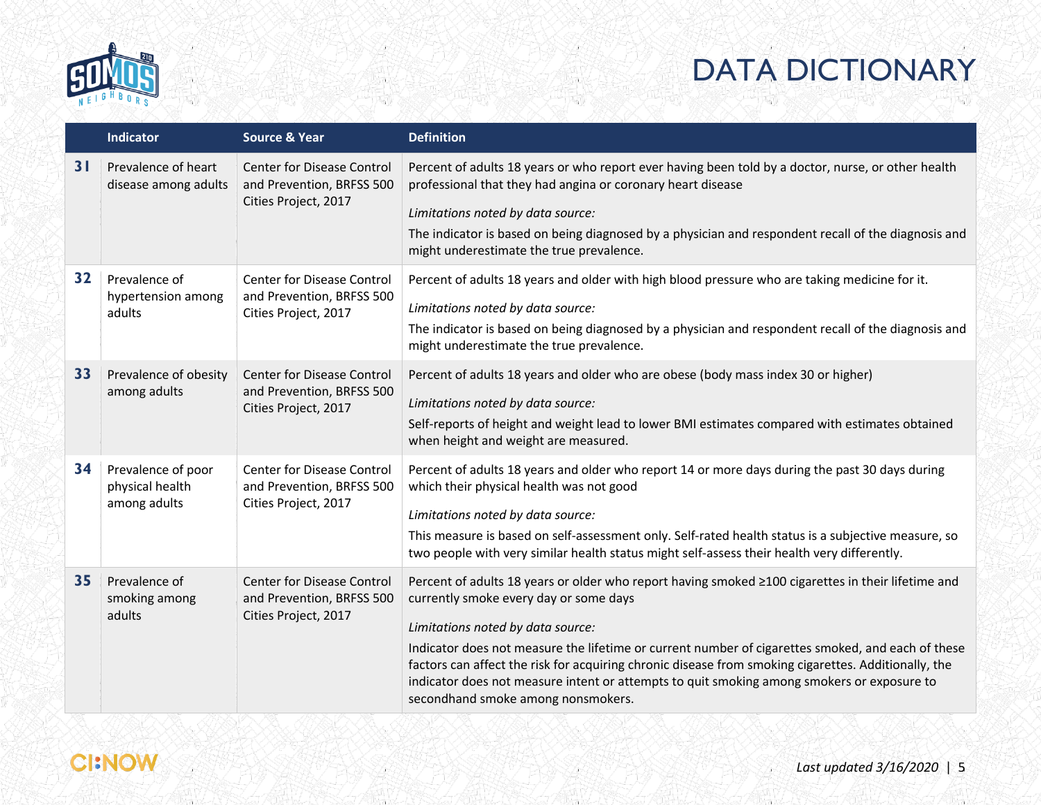# DATA DICTIONARY

| | Indicator | Source & Year | Definition |
|---|---|---|---|
| **31** | Prevalence of heart disease among adults | Center for Disease Control and Prevention, BRFSS 500 Cities Project, 2017 | Percent of adults 18 years or who report ever having been told by a doctor, nurse, or other health professional that they had angina or coronary heart disease<br><br>*Limitations noted by data source:*<br>The indicator is based on being diagnosed by a physician and respondent recall of the diagnosis and might underestimate the true prevalence. |
| **32** | Prevalence of hypertension among adults | Center for Disease Control and Prevention, BRFSS 500 Cities Project, 2017 | Percent of adults 18 years and older with high blood pressure who are taking medicine for it.<br><br>*Limitations noted by data source:*<br>The indicator is based on being diagnosed by a physician and respondent recall of the diagnosis and might underestimate the true prevalence. |
| **33** | Prevalence of obesity among adults | Center for Disease Control and Prevention, BRFSS 500 Cities Project, 2017 | Percent of adults 18 years and older who are obese (body mass index 30 or higher)<br><br>*Limitations noted by data source:*<br>Self-reports of height and weight lead to lower BMI estimates compared with estimates obtained when height and weight are measured. |
| **34** | Prevalence of poor physical health among adults | Center for Disease Control and Prevention, BRFSS 500 Cities Project, 2017 | Percent of adults 18 years and older who report 14 or more days during the past 30 days during which their physical health was not good<br><br>*Limitations noted by data source:*<br>This measure is based on self-assessment only. Self-rated health status is a subjective measure, so two people with very similar health status might self-assess their health very differently. |
| **35** | Prevalence of smoking among adults | Center for Disease Control and Prevention, BRFSS 500 Cities Project, 2017 | Percent of adults 18 years or older who report having smoked ≥100 cigarettes in their lifetime and currently smoke every day or some days<br><br>*Limitations noted by data source:*<br>Indicator does not measure the lifetime or current number of cigarettes smoked, and each of these factors can affect the risk for acquiring chronic disease from smoking cigarettes. Additionally, the indicator does not measure intent or attempts to quit smoking among smokers or exposure to secondhand smoke among nonsmokers. |

*Last updated 3/16/2020*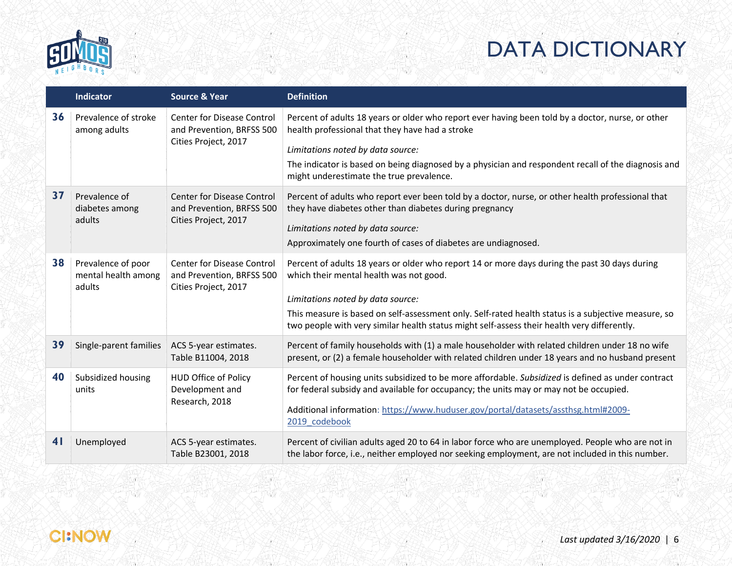# DATA DICTIONARY

| | Indicator | Source & Year | Definition |
|---|---|---|---|
| **36** | Prevalence of stroke among adults | Center for Disease Control and Prevention, BRFSS 500 Cities Project, 2017 | Percent of adults 18 years or older who report ever having been told by a doctor, nurse, or other health professional that they have had a stroke<br>*Limitations noted by data source:*<br>The indicator is based on being diagnosed by a physician and respondent recall of the diagnosis and might underestimate the true prevalence. |
| **37** | Prevalence of diabetes among adults | Center for Disease Control and Prevention, BRFSS 500 Cities Project, 2017 | Percent of adults who report ever been told by a doctor, nurse, or other health professional that they have diabetes other than diabetes during pregnancy<br>*Limitations noted by data source:*<br>Approximately one fourth of cases of diabetes are undiagnosed. |
| **38** | Prevalence of poor mental health among adults | Center for Disease Control and Prevention, BRFSS 500 Cities Project, 2017 | Percent of adults 18 years or older who report 14 or more days during the past 30 days during which their mental health was not good.<br>*Limitations noted by data source:*<br>This measure is based on self-assessment only. Self-rated health status is a subjective measure, so two people with very similar health status might self-assess their health very differently. |
| **39** | Single-parent families | ACS 5-year estimates. Table B11004, 2018 | Percent of family households with (1) a male householder with related children under 18 no wife present, or (2) a female householder with related children under 18 years and no husband present |
| **40** | Subsidized housing units | HUD Office of Policy Development and Research, 2018 | Percent of housing units subsidized to be more affordable. *Subsidized* is defined as under contract for federal subsidy and available for occupancy; the units may or may not be occupied.<br>Additional information: https://www.huduser.gov/portal/datasets/assthsg.html#2009-2019_codebook |
| **41** | Unemployed | ACS 5-year estimates. Table B23001, 2018 | Percent of civilian adults aged 20 to 64 in labor force who are unemployed. People who are not in the labor force, i.e., neither employed nor seeking employment, are not included in this number. |

*Last updated 3/16/2020*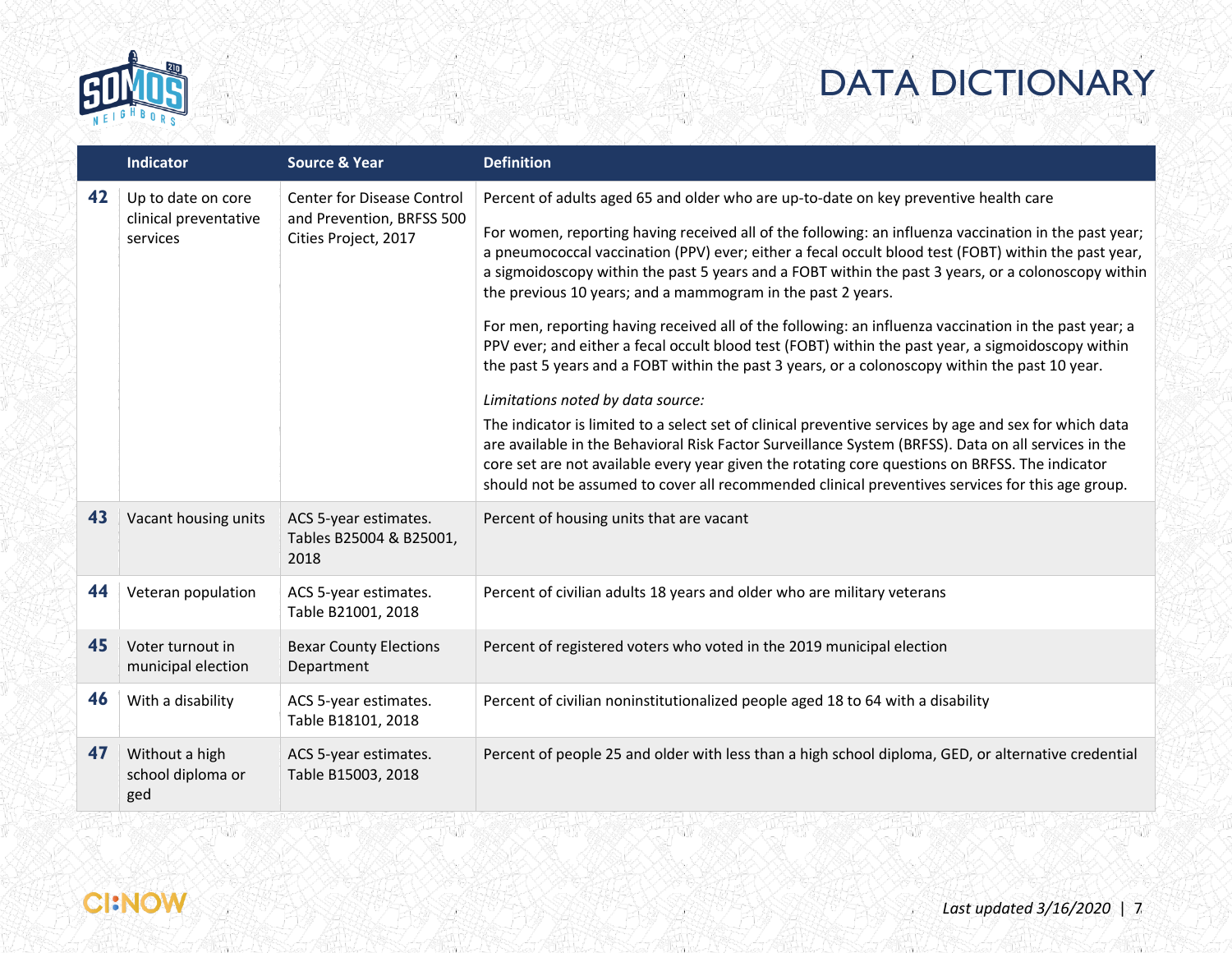# DATA DICTIONARY

| | Indicator | Source & Year | Definition |
|---|---|---|---|
| **42** | Up to date on core clinical preventative services | Center for Disease Control and Prevention, BRFSS 500 Cities Project, 2017 | Percent of adults aged 65 and older who are up-to-date on key preventive health care<br><br>For women, reporting having received all of the following: an influenza vaccination in the past year; a pneumococcal vaccination (PPV) ever; either a fecal occult blood test (FOBT) within the past year, a sigmoidoscopy within the past 5 years and a FOBT within the past 3 years, or a colonoscopy within the previous 10 years; and a mammogram in the past 2 years.<br><br>For men, reporting having received all of the following: an influenza vaccination in the past year; a PPV ever; and either a fecal occult blood test (FOBT) within the past year, a sigmoidoscopy within the past 5 years and a FOBT within the past 3 years, or a colonoscopy within the past 10 year.<br><br>*Limitations noted by data source:*<br>The indicator is limited to a select set of clinical preventive services by age and sex for which data are available in the Behavioral Risk Factor Surveillance System (BRFSS). Data on all services in the core set are not available every year given the rotating core questions on BRFSS. The indicator should not be assumed to cover all recommended clinical preventives services for this age group. |
| **43** | Vacant housing units | ACS 5-year estimates. Tables B25004 & B25001, 2018 | Percent of housing units that are vacant |
| **44** | Veteran population | ACS 5-year estimates. Table B21001, 2018 | Percent of civilian adults 18 years and older who are military veterans |
| **45** | Voter turnout in municipal election | Bexar County Elections Department | Percent of registered voters who voted in the 2019 municipal election |
| **46** | With a disability | ACS 5-year estimates. Table B18101, 2018 | Percent of civilian noninstitutionalized people aged 18 to 64 with a disability |
| **47** | Without a high school diploma or ged | ACS 5-year estimates. Table B15003, 2018 | Percent of people 25 and older with less than a high school diploma, GED, or alternative credential |

*Last updated 3/16/2020*